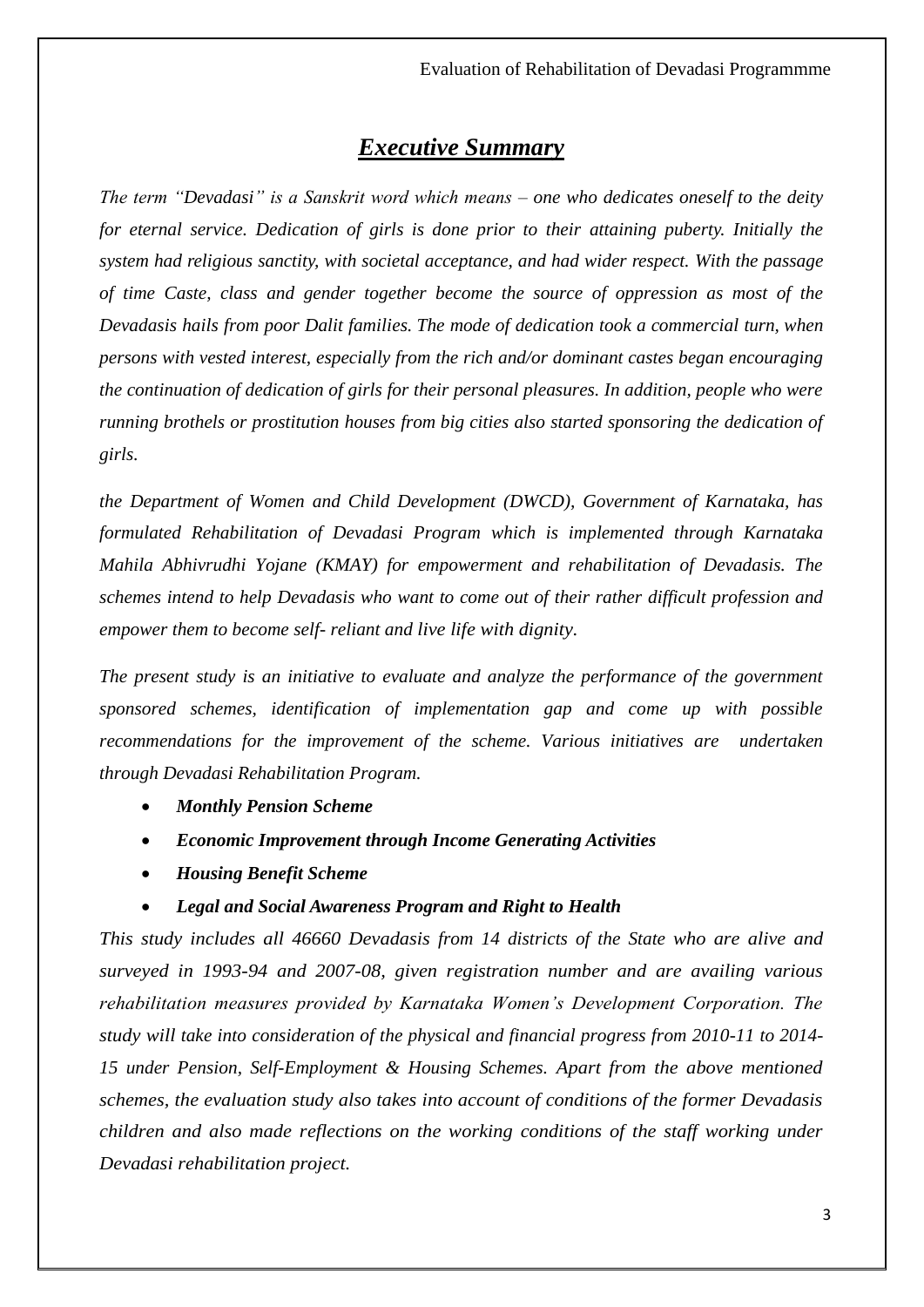# *Executive Summary*

*The term "Devadasi" is a Sanskrit word which means – one who dedicates oneself to the deity for eternal service. Dedication of girls is done prior to their attaining puberty. Initially the system had religious sanctity, with societal acceptance, and had wider respect. With the passage of time Caste, class and gender together become the source of oppression as most of the Devadasis hails from poor Dalit families. The mode of dedication took a commercial turn, when persons with vested interest, especially from the rich and/or dominant castes began encouraging the continuation of dedication of girls for their personal pleasures. In addition, people who were running brothels or prostitution houses from big cities also started sponsoring the dedication of girls.*

*the Department of Women and Child Development (DWCD), Government of Karnataka, has formulated Rehabilitation of Devadasi Program which is implemented through Karnataka Mahila Abhivrudhi Yojane (KMAY) for empowerment and rehabilitation of Devadasis. The schemes intend to help Devadasis who want to come out of their rather difficult profession and empower them to become self- reliant and live life with dignity.*

*The present study is an initiative to evaluate and analyze the performance of the government sponsored schemes, identification of implementation gap and come up with possible recommendations for the improvement of the scheme. Various initiatives are undertaken through Devadasi Rehabilitation Program.*

- ***Monthly Pension Scheme***
- ***Economic Improvement through Income Generating Activities***
- ***Housing Benefit Scheme***
- ***Legal and Social Awareness Program and Right to Health***

*This study includes all 46660 Devadasis from 14 districts of the State who are alive and surveyed in 1993-94 and 2007-08, given registration number and are availing various rehabilitation measures provided by Karnataka Women's Development Corporation. The study will take into consideration of the physical and financial progress from 2010-11 to 2014-15 under Pension, Self-Employment & Housing Schemes. Apart from the above mentioned schemes, the evaluation study also takes into account of conditions of the former Devadasis children and also made reflections on the working conditions of the staff working under Devadasi rehabilitation project.*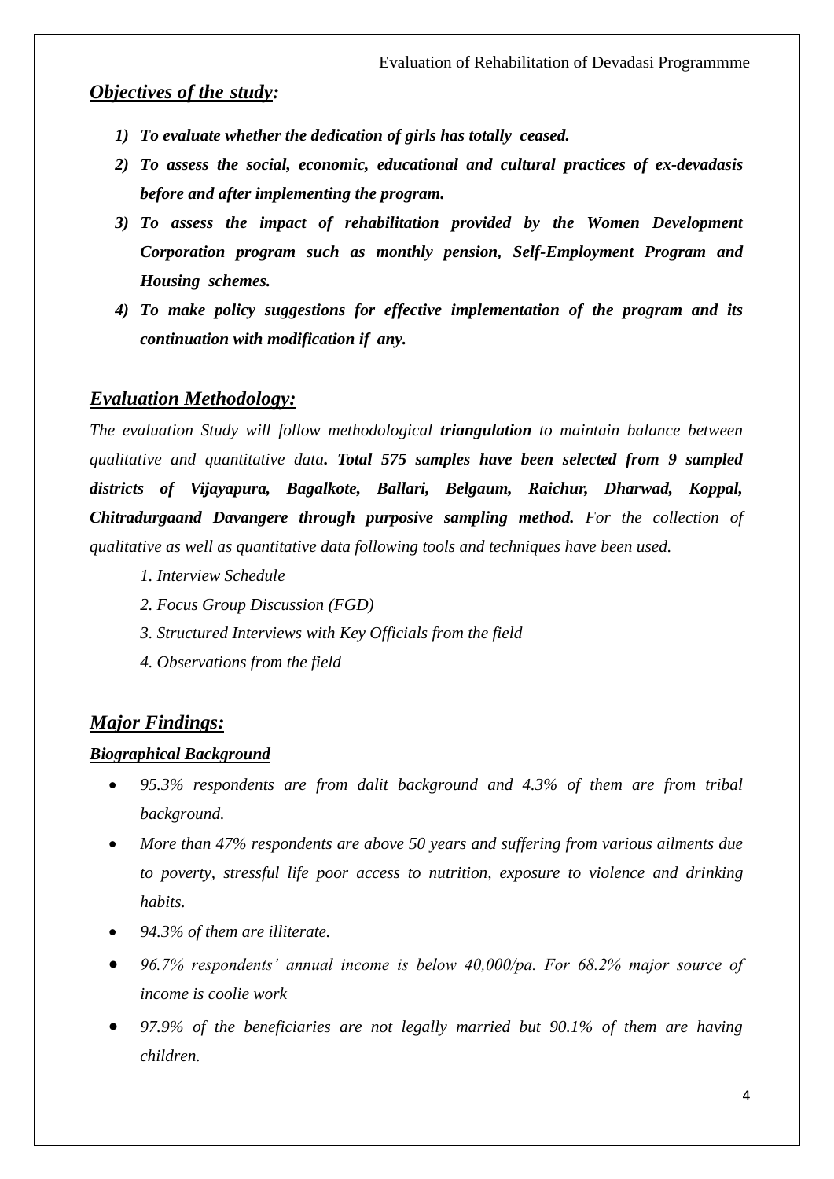## ***Objectives of the study:***

1) ***To evaluate whether the dedication of girls has totally ceased.***
2) ***To assess the social, economic, educational and cultural practices of ex-devadasis before and after implementing the program.***
3) ***To assess the impact of rehabilitation provided by the Women Development Corporation program such as monthly pension, Self-Employment Program and Housing schemes.***
4) ***To make policy suggestions for effective implementation of the program and its continuation with modification if any.***

## ***Evaluation Methodology:***

*The evaluation Study will follow methodological **triangulation** to maintain balance between qualitative and quantitative data**. Total 575 samples have been selected from 9 sampled districts of Vijayapura, Bagalkote, Ballari, Belgaum, Raichur, Dharwad, Koppal, Chitradurgaand Davangere through purposive sampling method.** For the collection of qualitative as well as quantitative data following tools and techniques have been used.*

1. *Interview Schedule*
2. *Focus Group Discussion (FGD)*
3. *Structured Interviews with Key Officials from the field*
4. *Observations from the field*

## ***Major Findings:***

### ***Biographical Background***

- *95.3% respondents are from dalit background and 4.3% of them are from tribal background.*
- *More than 47% respondents are above 50 years and suffering from various ailments due to poverty, stressful life poor access to nutrition, exposure to violence and drinking habits.*
- *94.3% of them are illiterate.*
- *96.7% respondents' annual income is below 40,000/pa. For 68.2% major source of income is coolie work*
- *97.9% of the beneficiaries are not legally married but 90.1% of them are having children.*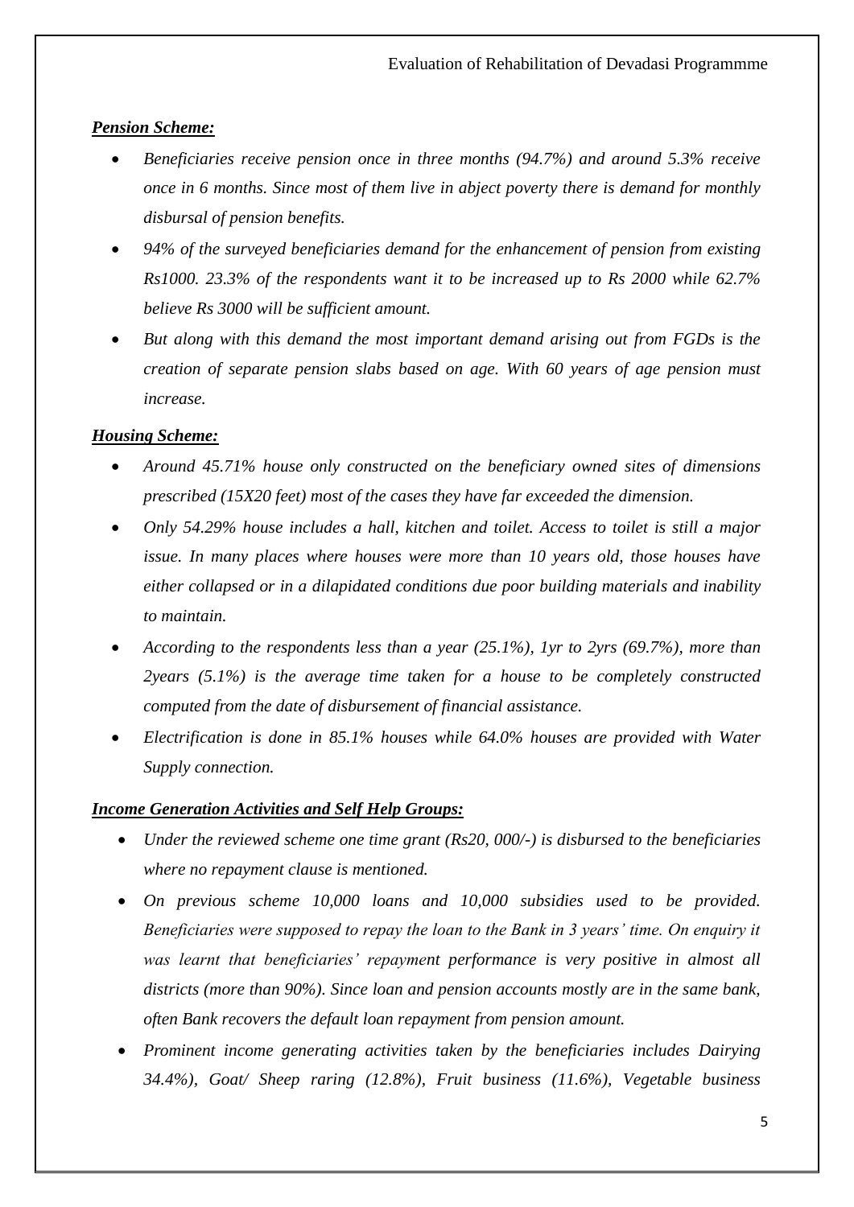***Pension Scheme:***

- *Beneficiaries receive pension once in three months (94.7%) and around 5.3% receive once in 6 months. Since most of them live in abject poverty there is demand for monthly disbursal of pension benefits.*
- *94% of the surveyed beneficiaries demand for the enhancement of pension from existing Rs1000. 23.3% of the respondents want it to be increased up to Rs 2000 while 62.7% believe Rs 3000 will be sufficient amount.*
- *But along with this demand the most important demand arising out from FGDs is the creation of separate pension slabs based on age. With 60 years of age pension must increase.*

***Housing Scheme:***

- *Around 45.71% house only constructed on the beneficiary owned sites of dimensions prescribed (15X20 feet) most of the cases they have far exceeded the dimension.*
- *Only 54.29% house includes a hall, kitchen and toilet. Access to toilet is still a major issue. In many places where houses were more than 10 years old, those houses have either collapsed or in a dilapidated conditions due poor building materials and inability to maintain.*
- *According to the respondents less than a year (25.1%), 1yr to 2yrs (69.7%), more than 2years (5.1%) is the average time taken for a house to be completely constructed computed from the date of disbursement of financial assistance.*
- *Electrification is done in 85.1% houses while 64.0% houses are provided with Water Supply connection.*

***Income Generation Activities and Self Help Groups:***

- *Under the reviewed scheme one time grant (Rs20, 000/-) is disbursed to the beneficiaries where no repayment clause is mentioned.*
- *On previous scheme 10,000 loans and 10,000 subsidies used to be provided. Beneficiaries were supposed to repay the loan to the Bank in 3 years' time. On enquiry it was learnt that beneficiaries' repayment performance is very positive in almost all districts (more than 90%). Since loan and pension accounts mostly are in the same bank, often Bank recovers the default loan repayment from pension amount.*
- *Prominent income generating activities taken by the beneficiaries includes Dairying 34.4%), Goat/ Sheep raring (12.8%), Fruit business (11.6%), Vegetable business*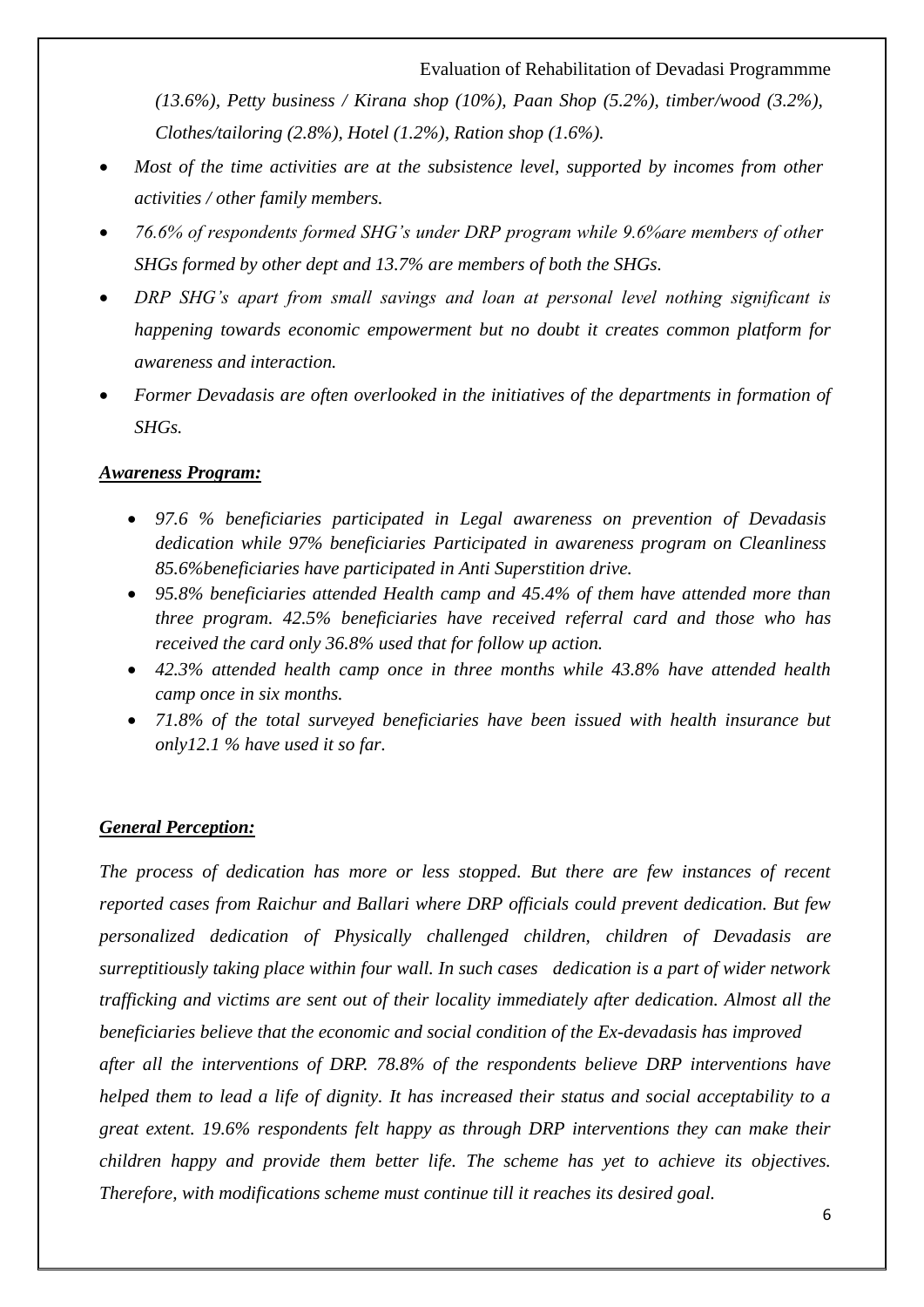*(13.6%), Petty business / Kirana shop (10%), Paan Shop (5.2%), timber/wood (3.2%), Clothes/tailoring (2.8%), Hotel (1.2%), Ration shop (1.6%).*

- *Most of the time activities are at the subsistence level, supported by incomes from other activities / other family members.*
- *76.6% of respondents formed SHG's under DRP program while 9.6%are members of other SHGs formed by other dept and 13.7% are members of both the SHGs.*
- *DRP SHG's apart from small savings and loan at personal level nothing significant is happening towards economic empowerment but no doubt it creates common platform for awareness and interaction.*
- *Former Devadasis are often overlooked in the initiatives of the departments in formation of SHGs.*

***Awareness Program:***

- *97.6 % beneficiaries participated in Legal awareness on prevention of Devadasis dedication while 97% beneficiaries Participated in awareness program on Cleanliness 85.6%beneficiaries have participated in Anti Superstition drive.*
- *95.8% beneficiaries attended Health camp and 45.4% of them have attended more than three program. 42.5% beneficiaries have received referral card and those who has received the card only 36.8% used that for follow up action.*
- *42.3% attended health camp once in three months while 43.8% have attended health camp once in six months.*
- *71.8% of the total surveyed beneficiaries have been issued with health insurance but only12.1 % have used it so far.*

***General Perception:***

*The process of dedication has more or less stopped. But there are few instances of recent reported cases from Raichur and Ballari where DRP officials could prevent dedication. But few personalized dedication of Physically challenged children, children of Devadasis are surreptitiously taking place within four wall. In such cases dedication is a part of wider network trafficking and victims are sent out of their locality immediately after dedication. Almost all the beneficiaries believe that the economic and social condition of the Ex-devadasis has improved after all the interventions of DRP. 78.8% of the respondents believe DRP interventions have helped them to lead a life of dignity. It has increased their status and social acceptability to a great extent. 19.6% respondents felt happy as through DRP interventions they can make their children happy and provide them better life. The scheme has yet to achieve its objectives. Therefore, with modifications scheme must continue till it reaches its desired goal.*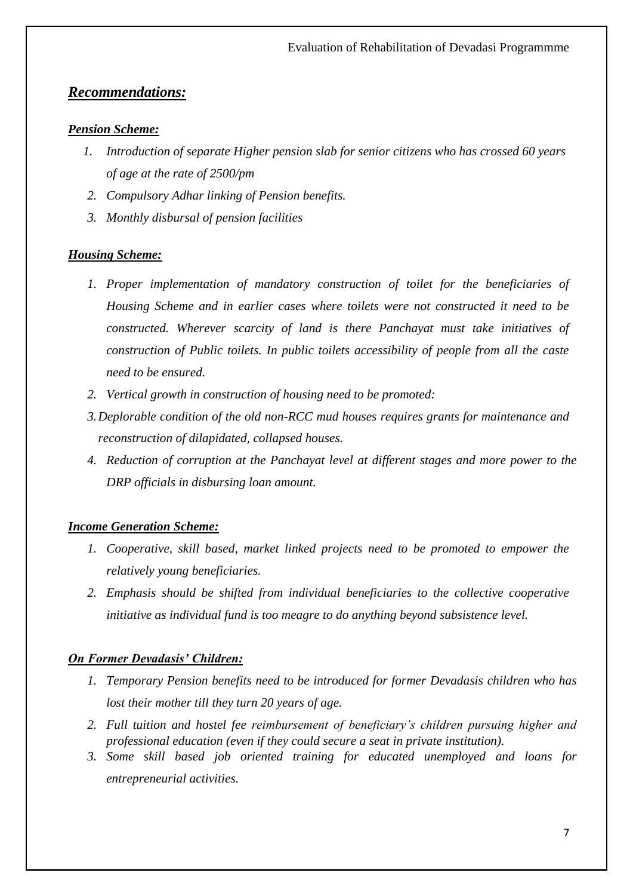## ***Recommendations:***

### ***Pension Scheme:***

1. *Introduction of separate Higher pension slab for senior citizens who has crossed 60 years of age at the rate of 2500/pm*
2. *Compulsory Adhar linking of Pension benefits.*
3. *Monthly disbursal of pension facilities*

### ***Housing Scheme:***

1. *Proper implementation of mandatory construction of toilet for the beneficiaries of Housing Scheme and in earlier cases where toilets were not constructed it need to be constructed. Wherever scarcity of land is there Panchayat must take initiatives of construction of Public toilets. In public toilets accessibility of people from all the caste need to be ensured.*
2. *Vertical growth in construction of housing need to be promoted:*
3. *Deplorable condition of the old non-RCC mud houses requires grants for maintenance and reconstruction of dilapidated, collapsed houses.*
4. *Reduction of corruption at the Panchayat level at different stages and more power to the DRP officials in disbursing loan amount.*

### ***Income Generation Scheme:***

1. *Cooperative, skill based, market linked projects need to be promoted to empower the relatively young beneficiaries.*
2. *Emphasis should be shifted from individual beneficiaries to the collective cooperative initiative as individual fund is too meagre to do anything beyond subsistence level.*

### ***On Former Devadasis' Children:***

1. *Temporary Pension benefits need to be introduced for former Devadasis children who has lost their mother till they turn 20 years of age.*
2. *Full tuition and hostel fee reimbursement of beneficiary's children pursuing higher and professional education (even if they could secure a seat in private institution).*
3. *Some skill based job oriented training for educated unemployed and loans for entrepreneurial activities.*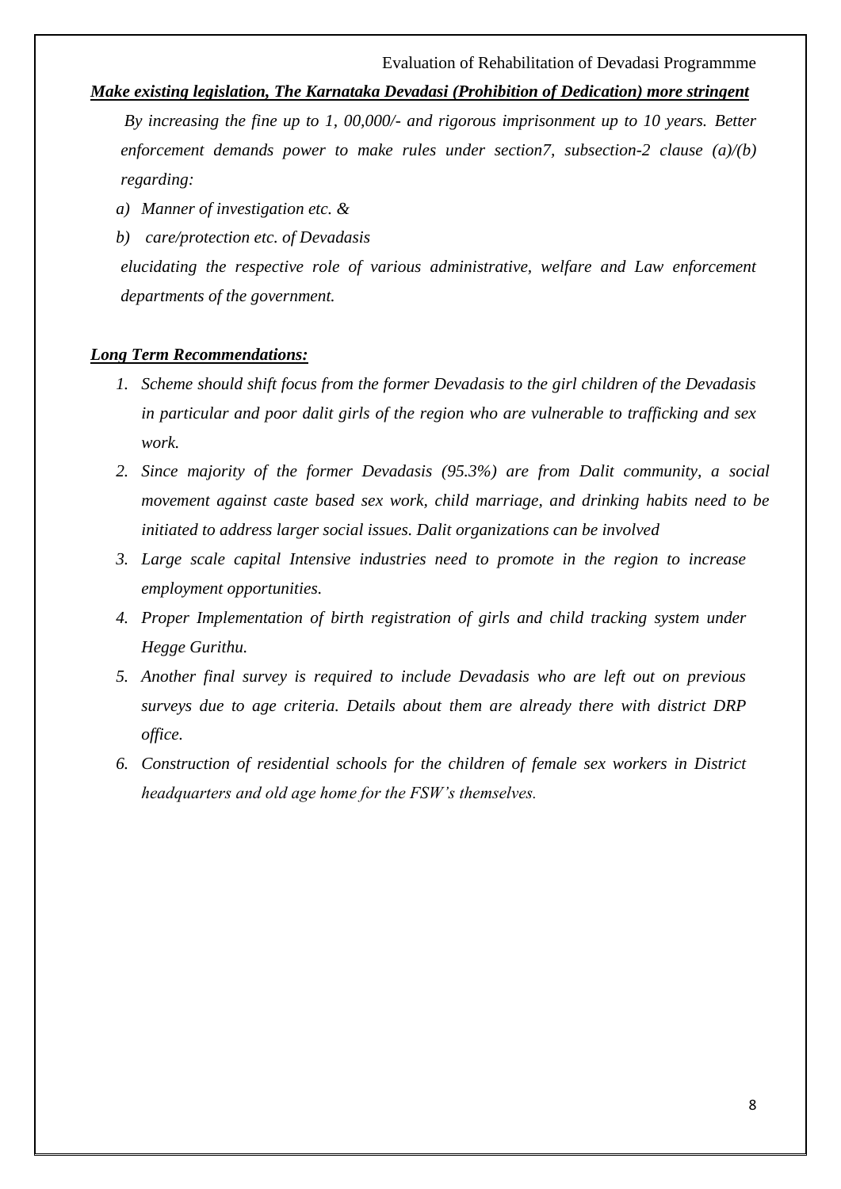***Make existing legislation, The Karnataka Devadasi (Prohibition of Dedication) more stringent***

*By increasing the fine up to 1, 00,000/- and rigorous imprisonment up to 10 years. Better enforcement demands power to make rules under section7, subsection-2 clause (a)/(b) regarding:*

*a) Manner of investigation etc. &*

*b) care/protection etc. of Devadasis*

*elucidating the respective role of various administrative, welfare and Law enforcement departments of the government.*

***Long Term Recommendations:***

1. *Scheme should shift focus from the former Devadasis to the girl children of the Devadasis in particular and poor dalit girls of the region who are vulnerable to trafficking and sex work.*
2. *Since majority of the former Devadasis (95.3%) are from Dalit community, a social movement against caste based sex work, child marriage, and drinking habits need to be initiated to address larger social issues. Dalit organizations can be involved*
3. *Large scale capital Intensive industries need to promote in the region to increase employment opportunities.*
4. *Proper Implementation of birth registration of girls and child tracking system under Hegge Gurithu.*
5. *Another final survey is required to include Devadasis who are left out on previous surveys due to age criteria. Details about them are already there with district DRP office.*
6. *Construction of residential schools for the children of female sex workers in District headquarters and old age home for the FSW's themselves.*